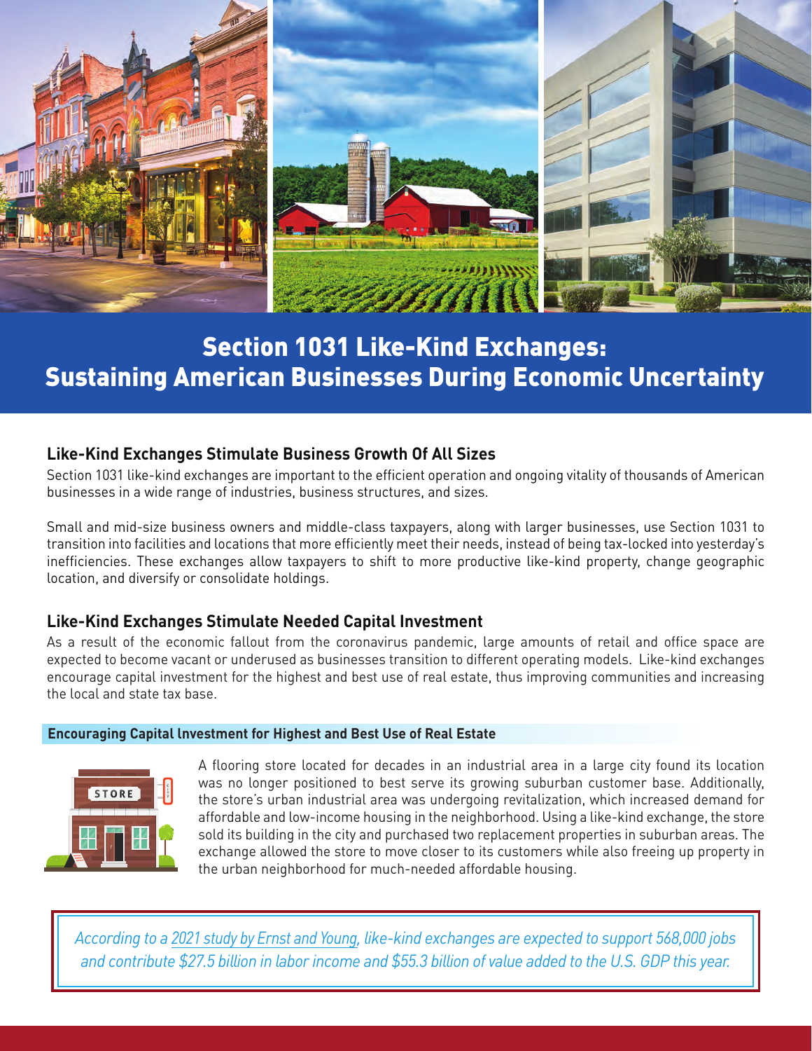# Section 1031 Like-Kind Exchanges: Sustaining American Businesses During Economic Uncertainty

## Like-Kind Exchanges Stimulate Business Growth Of All Sizes

Section 1031 like-kind exchanges are important to the efficient operation and ongoing vitality of thousands of American businesses in a wide range of industries, business structures, and sizes.

Small and mid-size business owners and middle-class taxpayers, along with larger businesses, use Section 1031 to transition into facilities and locations that more efficiently meet their needs, instead of being tax-locked into yesterday's inefficiencies. These exchanges allow taxpayers to shift to more productive like-kind property, change geographic location, and diversify or consolidate holdings.

## Like-Kind Exchanges Stimulate Needed Capital Investment

As a result of the economic fallout from the coronavirus pandemic, large amounts of retail and office space are expected to become vacant or underused as businesses transition to different operating models. Like-kind exchanges encourage capital investment for the highest and best use of real estate, thus improving communities and increasing the local and state tax base.

### Encouraging Capital Investment for Highest and Best Use of Real Estate

A flooring store located for decades in an industrial area in a large city found its location was no longer positioned to best serve its growing suburban customer base. Additionally, the store's urban industrial area was undergoing revitalization, which increased demand for affordable and low-income housing in the neighborhood. Using a like-kind exchange, the store sold its building in the city and purchased two replacement properties in suburban areas. The exchange allowed the store to move closer to its customers while also freeing up property in the urban neighborhood for much-needed affordable housing.

*According to a 2021 study by Ernst and Young, like-kind exchanges are expected to support 568,000 jobs and contribute $27.5 billion in labor income and $55.3 billion of value added to the U.S. GDP this year.*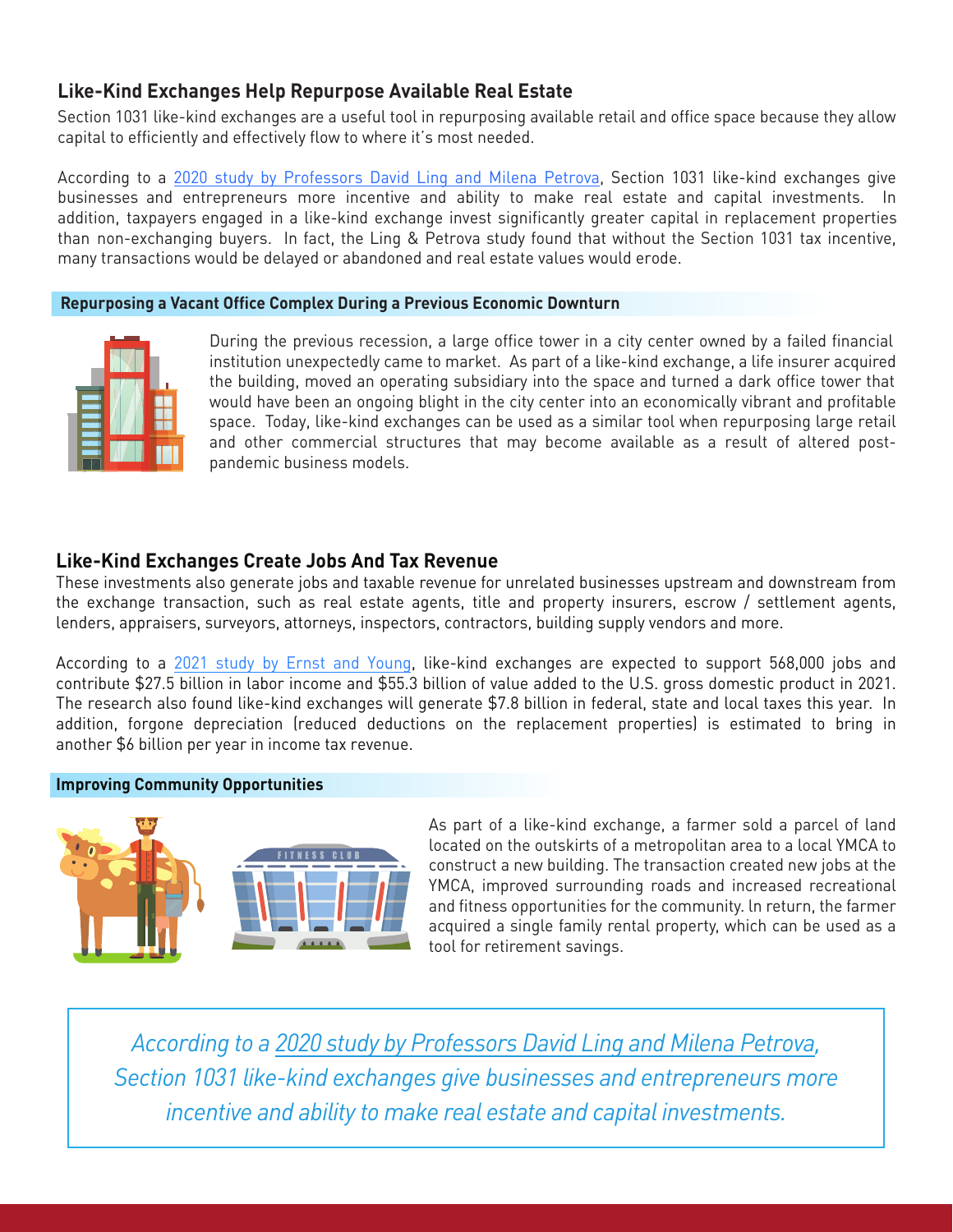## Like-Kind Exchanges Help Repurpose Available Real Estate

Section 1031 like-kind exchanges are a useful tool in repurposing available retail and office space because they allow capital to efficiently and effectively flow to where it's most needed.

According to a 2020 study by Professors David Ling and Milena Petrova, Section 1031 like-kind exchanges give businesses and entrepreneurs more incentive and ability to make real estate and capital investments. In addition, taxpayers engaged in a like-kind exchange invest significantly greater capital in replacement properties than non-exchanging buyers. In fact, the Ling & Petrova study found that without the Section 1031 tax incentive, many transactions would be delayed or abandoned and real estate values would erode.

### Repurposing a Vacant Office Complex During a Previous Economic Downturn

During the previous recession, a large office tower in a city center owned by a failed financial institution unexpectedly came to market. As part of a like-kind exchange, a life insurer acquired the building, moved an operating subsidiary into the space and turned a dark office tower that would have been an ongoing blight in the city center into an economically vibrant and profitable space. Today, like-kind exchanges can be used as a similar tool when repurposing large retail and other commercial structures that may become available as a result of altered post-pandemic business models.

## Like-Kind Exchanges Create Jobs And Tax Revenue

These investments also generate jobs and taxable revenue for unrelated businesses upstream and downstream from the exchange transaction, such as real estate agents, title and property insurers, escrow / settlement agents, lenders, appraisers, surveyors, attorneys, inspectors, contractors, building supply vendors and more.

According to a 2021 study by Ernst and Young, like-kind exchanges are expected to support 568,000 jobs and contribute $27.5 billion in labor income and $55.3 billion of value added to the U.S. gross domestic product in 2021. The research also found like-kind exchanges will generate $7.8 billion in federal, state and local taxes this year. In addition, forgone depreciation (reduced deductions on the replacement properties) is estimated to bring in another $6 billion per year in income tax revenue.

### Improving Community Opportunities

As part of a like-kind exchange, a farmer sold a parcel of land located on the outskirts of a metropolitan area to a local YMCA to construct a new building. The transaction created new jobs at the YMCA, improved surrounding roads and increased recreational and fitness opportunities for the community. In return, the farmer acquired a single family rental property, which can be used as a tool for retirement savings.

> *According to a 2020 study by Professors David Ling and Milena Petrova, Section 1031 like-kind exchanges give businesses and entrepreneurs more incentive and ability to make real estate and capital investments.*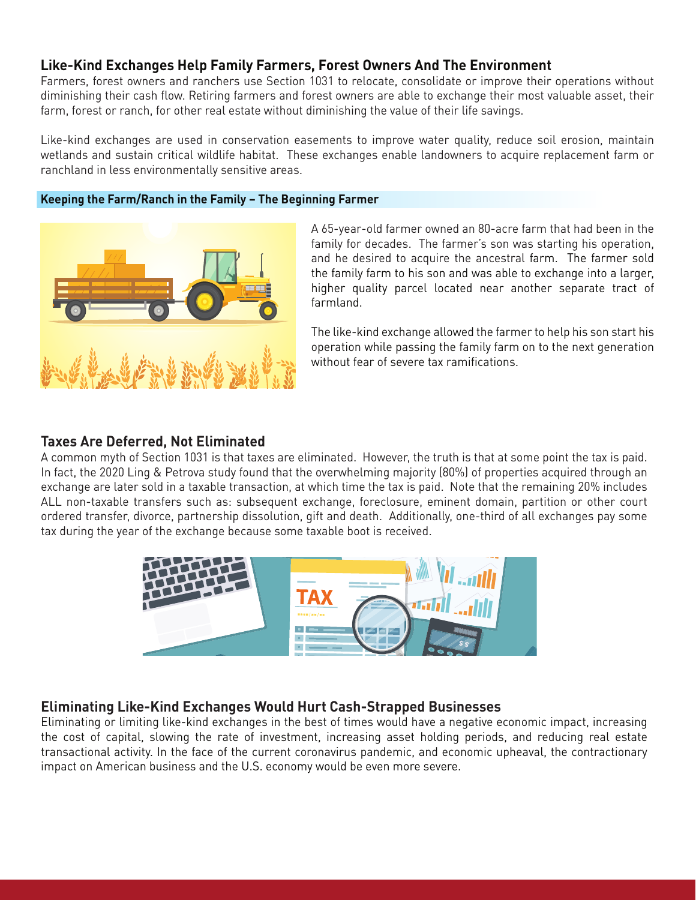## Like-Kind Exchanges Help Family Farmers, Forest Owners And The Environment

Farmers, forest owners and ranchers use Section 1031 to relocate, consolidate or improve their operations without diminishing their cash flow. Retiring farmers and forest owners are able to exchange their most valuable asset, their farm, forest or ranch, for other real estate without diminishing the value of their life savings.

Like-kind exchanges are used in conservation easements to improve water quality, reduce soil erosion, maintain wetlands and sustain critical wildlife habitat. These exchanges enable landowners to acquire replacement farm or ranchland in less environmentally sensitive areas.

### Keeping the Farm/Ranch in the Family – The Beginning Farmer

A 65-year-old farmer owned an 80-acre farm that had been in the family for decades. The farmer's son was starting his operation, and he desired to acquire the ancestral farm. The farmer sold the family farm to his son and was able to exchange into a larger, higher quality parcel located near another separate tract of farmland.

The like-kind exchange allowed the farmer to help his son start his operation while passing the family farm on to the next generation without fear of severe tax ramifications.

## Taxes Are Deferred, Not Eliminated

A common myth of Section 1031 is that taxes are eliminated. However, the truth is that at some point the tax is paid. In fact, the 2020 Ling & Petrova study found that the overwhelming majority (80%) of properties acquired through an exchange are later sold in a taxable transaction, at which time the tax is paid. Note that the remaining 20% includes ALL non-taxable transfers such as: subsequent exchange, foreclosure, eminent domain, partition or other court ordered transfer, divorce, partnership dissolution, gift and death. Additionally, one-third of all exchanges pay some tax during the year of the exchange because some taxable boot is received.

## Eliminating Like-Kind Exchanges Would Hurt Cash-Strapped Businesses

Eliminating or limiting like-kind exchanges in the best of times would have a negative economic impact, increasing the cost of capital, slowing the rate of investment, increasing asset holding periods, and reducing real estate transactional activity. In the face of the current coronavirus pandemic, and economic upheaval, the contractionary impact on American business and the U.S. economy would be even more severe.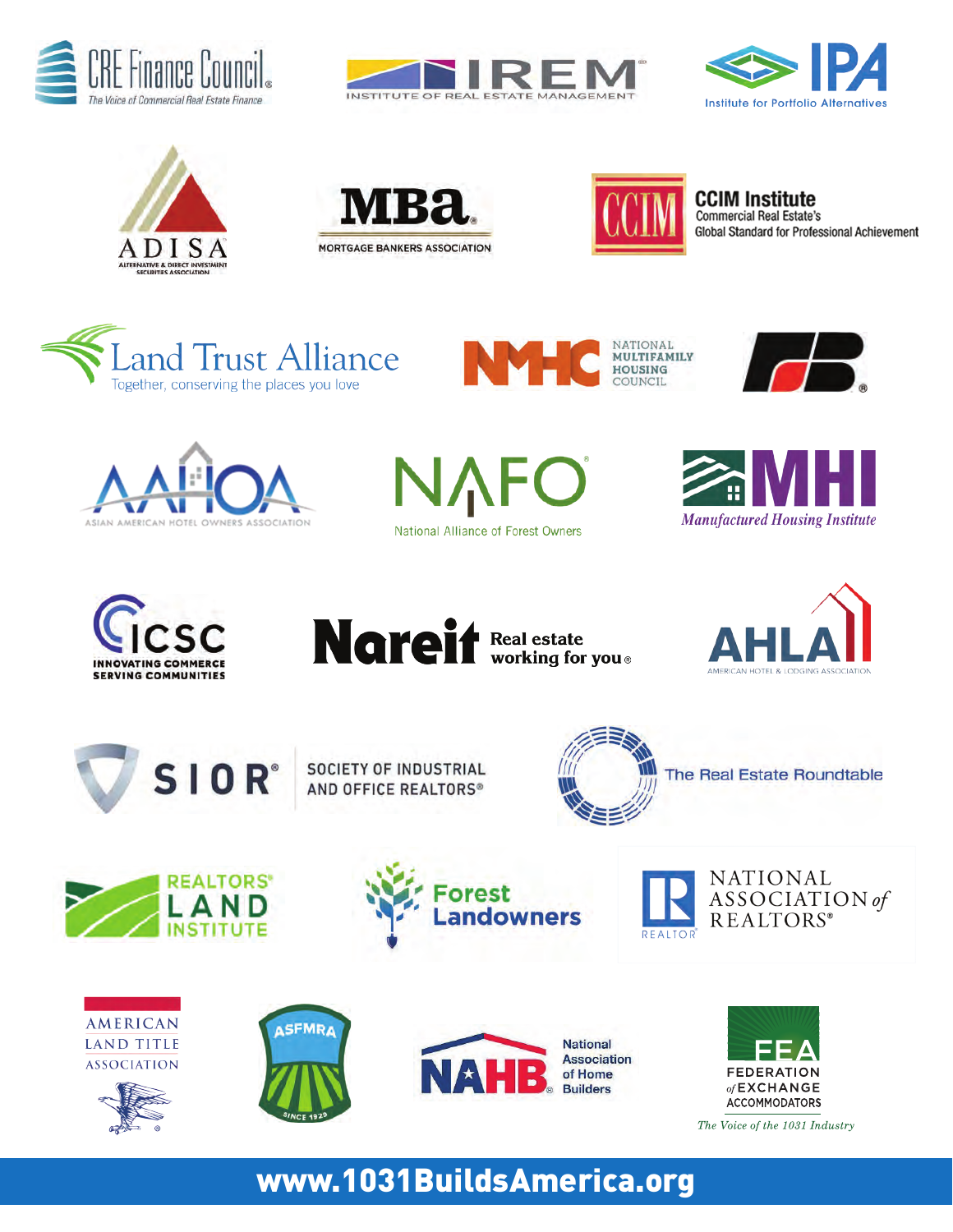CRE Finance Council
The Voice of Commercial Real Estate Finance

IREM
INSTITUTE OF REAL ESTATE MANAGEMENT

IPA
Institute for Portfolio Alternatives

ADISA
ALTERNATIVE & DIRECT INVESTMENT SECURITIES ASSOCIATION

MBa
MORTGAGE BANKERS ASSOCIATION

CCIM Institute
Commercial Real Estate's Global Standard for Professional Achievement

Land Trust Alliance
Together, conserving the places you love

NMHC
NATIONAL MULTIFAMILY HOUSING COUNCIL

AAHOA
ASIAN AMERICAN HOTEL OWNERS ASSOCIATION

NAFO
National Alliance of Forest Owners

MHI
Manufactured Housing Institute

ICSC
INNOVATING COMMERCE SERVING COMMUNITIES

Nareit
Real estate working for you

AHLA
AMERICAN HOTEL & LODGING ASSOCIATION

SIOR
SOCIETY OF INDUSTRIAL AND OFFICE REALTORS

The Real Estate Roundtable

REALTORS LAND INSTITUTE

Forest Landowners

NATIONAL ASSOCIATION of REALTORS

AMERICAN LAND TITLE ASSOCIATION

ASFMRA
SINCE 1929

NAHB
National Association of Home Builders

FEA
FEDERATION of EXCHANGE ACCOMMODATORS
The Voice of the 1031 Industry

**www.1031BuildsAmerica.org**